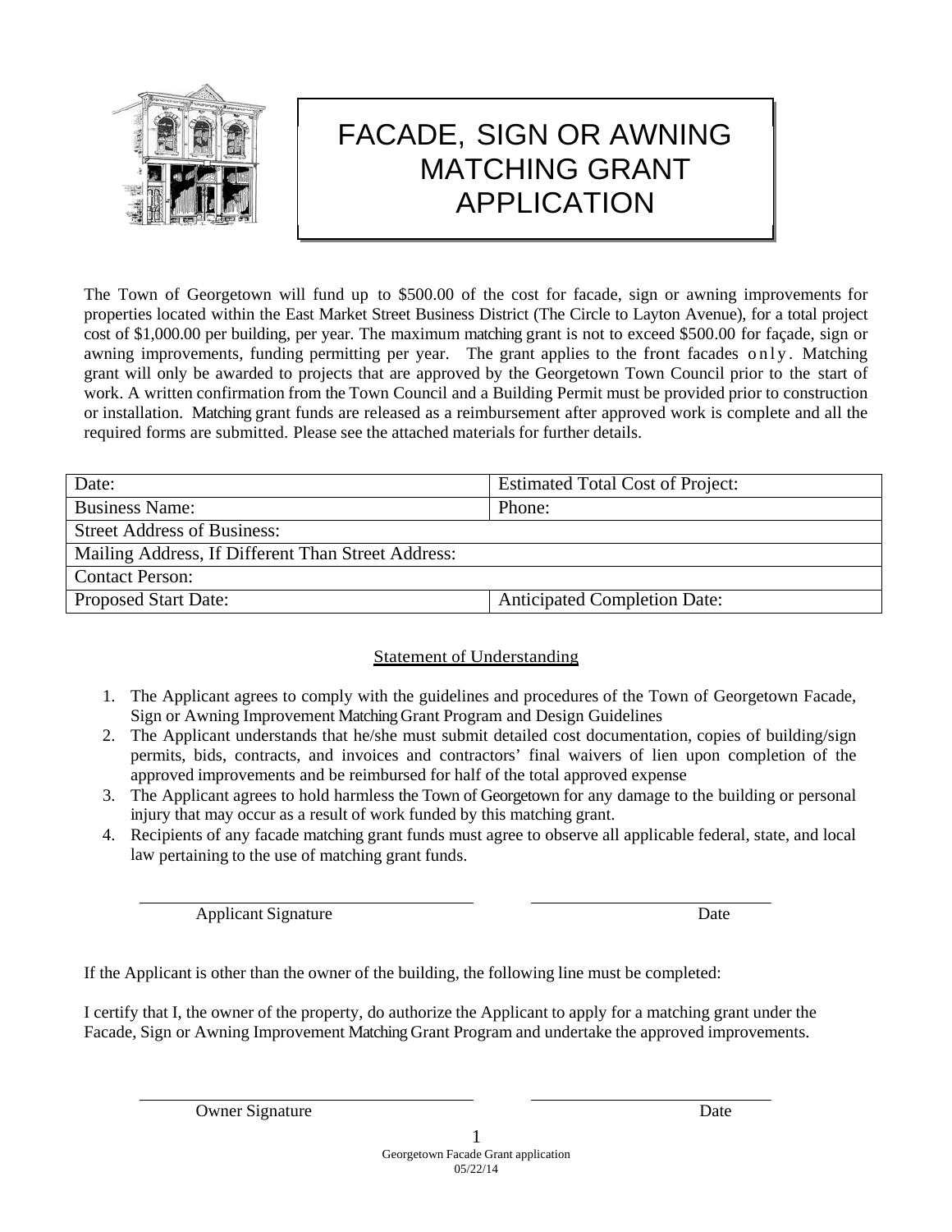# FACADE, SIGN OR AWNING MATCHING GRANT APPLICATION

The Town of Georgetown will fund up to $500.00 of the cost for facade, sign or awning improvements for properties located within the East Market Street Business District (The Circle to Layton Avenue), for a total project cost of $1,000.00 per building, per year. The maximum matching grant is not to exceed $500.00 for façade, sign or awning improvements, funding permitting per year. The grant applies to the front facades only. Matching grant will only be awarded to projects that are approved by the Georgetown Town Council prior to the start of work. A written confirmation from the Town Council and a Building Permit must be provided prior to construction or installation. Matching grant funds are released as a reimbursement after approved work is complete and all the required forms are submitted. Please see the attached materials for further details.

| Date: | Estimated Total Cost of Project: |
|---|---|
| Business Name: | Phone: |
| Street Address of Business: | |
| Mailing Address, If Different Than Street Address: | |
| Contact Person: | |
| Proposed Start Date: | Anticipated Completion Date: |

## Statement of Understanding

1. The Applicant agrees to comply with the guidelines and procedures of the Town of Georgetown Facade, Sign or Awning Improvement Matching Grant Program and Design Guidelines
2. The Applicant understands that he/she must submit detailed cost documentation, copies of building/sign permits, bids, contracts, and invoices and contractors' final waivers of lien upon completion of the approved improvements and be reimbursed for half of the total approved expense
3. The Applicant agrees to hold harmless the Town of Georgetown for any damage to the building or personal injury that may occur as a result of work funded by this matching grant.
4. Recipients of any facade matching grant funds must agree to observe all applicable federal, state, and local law pertaining to the use of matching grant funds.

______________________________ ______________________

Applicant Signature Date

If the Applicant is other than the owner of the building, the following line must be completed:

I certify that I, the owner of the property, do authorize the Applicant to apply for a matching grant under the Facade, Sign or Awning Improvement Matching Grant Program and undertake the approved improvements.

______________________________ ______________________

Owner Signature Date

Georgetown Facade Grant application
05/22/14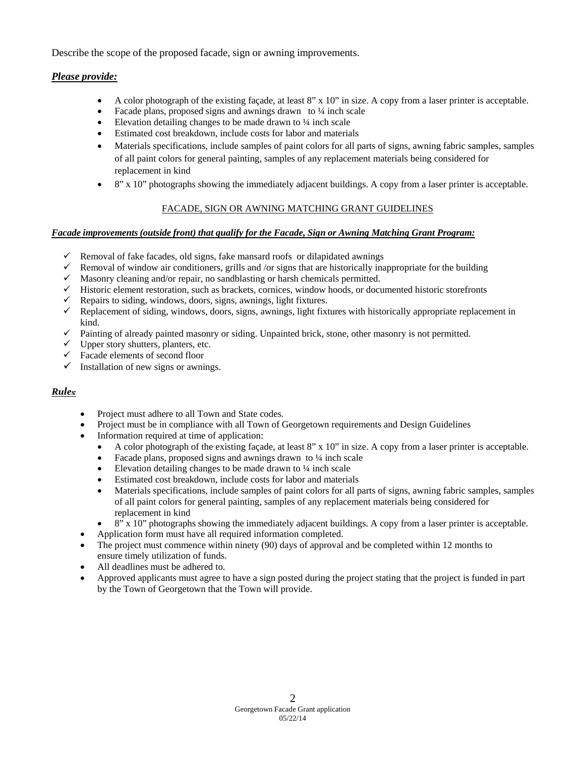Describe the scope of the proposed facade, sign or awning improvements.

***Please provide:***

- A color photograph of the existing façade, at least 8" x 10" in size. A copy from a laser printer is acceptable.
- Facade plans, proposed signs and awnings drawn to ¼ inch scale
- Elevation detailing changes to be made drawn to ¼ inch scale
- Estimated cost breakdown, include costs for labor and materials
- Materials specifications, include samples of paint colors for all parts of signs, awning fabric samples, samples of all paint colors for general painting, samples of any replacement materials being considered for replacement in kind
- 8" x 10" photographs showing the immediately adjacent buildings. A copy from a laser printer is acceptable.

FACADE, SIGN OR AWNING MATCHING GRANT GUIDELINES

***Facade improvements (outside front) that qualify for the Facade, Sign or Awning Matching Grant Program:***

- ✓ Removal of fake facades, old signs, fake mansard roofs or dilapidated awnings
- ✓ Removal of window air conditioners, grills and /or signs that are historically inappropriate for the building
- ✓ Masonry cleaning and/or repair, no sandblasting or harsh chemicals permitted.
- ✓ Historic element restoration, such as brackets, cornices, window hoods, or documented historic storefronts
- ✓ Repairs to siding, windows, doors, signs, awnings, light fixtures.
- ✓ Replacement of siding, windows, doors, signs, awnings, light fixtures with historically appropriate replacement in kind.
- ✓ Painting of already painted masonry or siding. Unpainted brick, stone, other masonry is not permitted.
- ✓ Upper story shutters, planters, etc.
- ✓ Facade elements of second floor
- ✓ Installation of new signs or awnings.

***Rules:***

- Project must adhere to all Town and State codes.
- Project must be in compliance with all Town of Georgetown requirements and Design Guidelines
- Information required at time of application:
  - A color photograph of the existing façade, at least 8" x 10" in size. A copy from a laser printer is acceptable.
  - Facade plans, proposed signs and awnings drawn to ¼ inch scale
  - Elevation detailing changes to be made drawn to ¼ inch scale
  - Estimated cost breakdown, include costs for labor and materials
  - Materials specifications, include samples of paint colors for all parts of signs, awning fabric samples, samples of all paint colors for general painting, samples of any replacement materials being considered for replacement in kind
  - 8" x 10" photographs showing the immediately adjacent buildings. A copy from a laser printer is acceptable.
- Application form must have all required information completed.
- The project must commence within ninety (90) days of approval and be completed within 12 months to ensure timely utilization of funds.
- All deadlines must be adhered to.
- Approved applicants must agree to have a sign posted during the project stating that the project is funded in part by the Town of Georgetown that the Town will provide.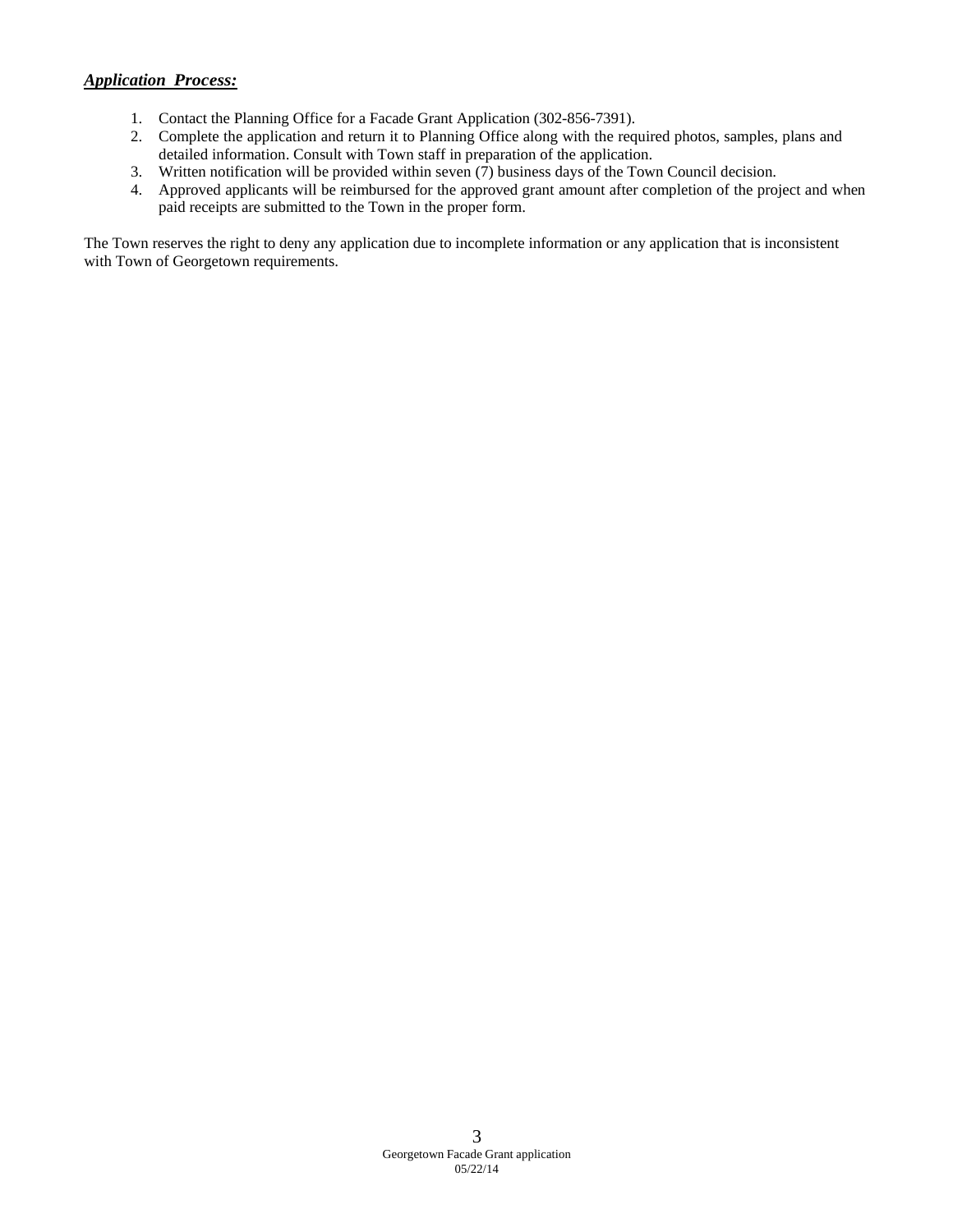***Application Process:***

1. Contact the Planning Office for a Facade Grant Application (302-856-7391).
2. Complete the application and return it to Planning Office along with the required photos, samples, plans and detailed information. Consult with Town staff in preparation of the application.
3. Written notification will be provided within seven (7) business days of the Town Council decision.
4. Approved applicants will be reimbursed for the approved grant amount after completion of the project and when paid receipts are submitted to the Town in the proper form.

The Town reserves the right to deny any application due to incomplete information or any application that is inconsistent with Town of Georgetown requirements.